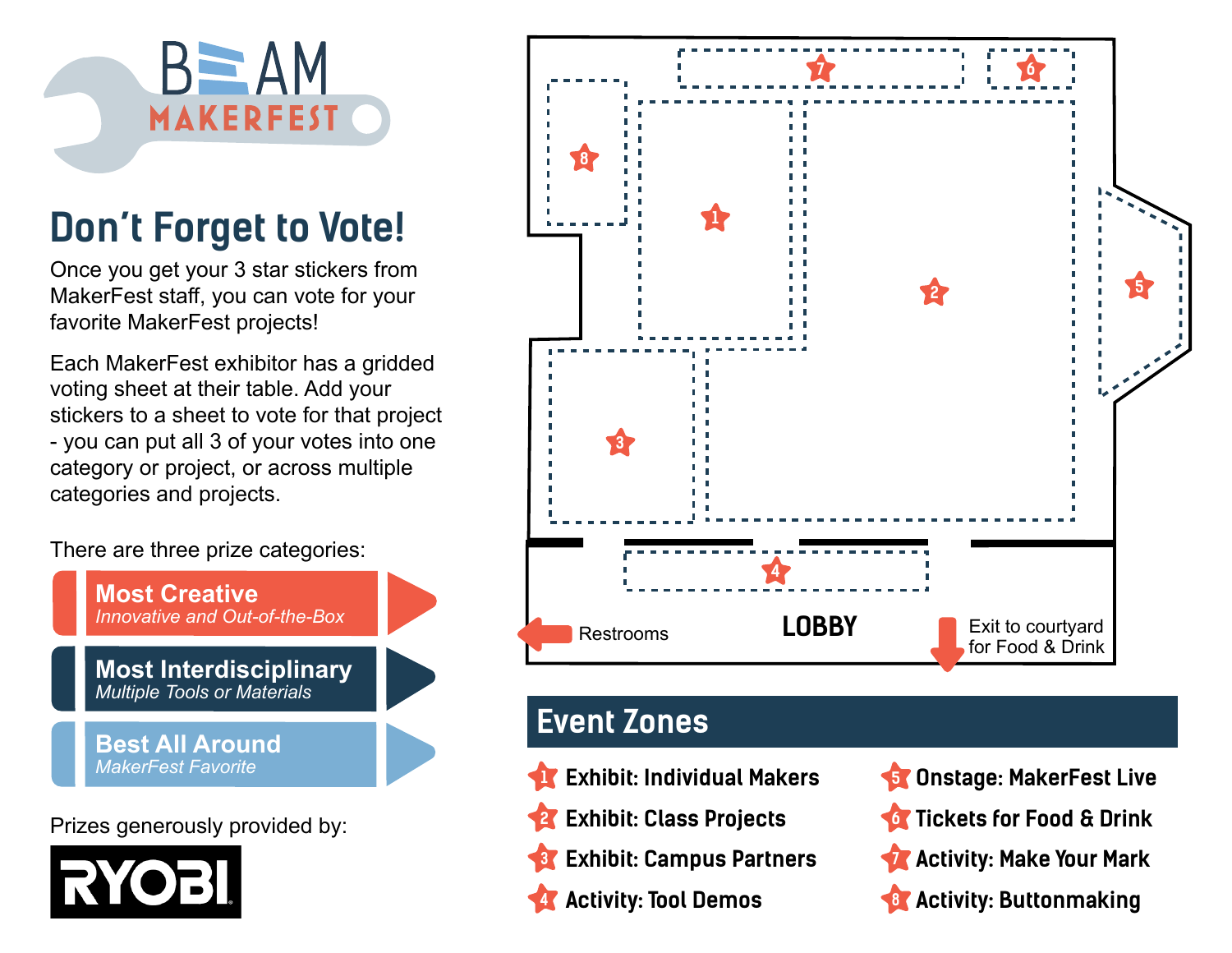# BEAM MAKERFEST

## Don't Forget to Vote!

Once you get your 3 star stickers from MakerFest staff, you can vote for your favorite MakerFest projects!

Each MakerFest exhibitor has a gridded voting sheet at their table. Add your stickers to a sheet to vote for that project - you can put all 3 of your votes into one category or project, or across multiple categories and projects.

There are three prize categories:

- **Most Creative** — *Innovative and Out-of-the-Box*
- **Most Interdisciplinary** — *Multiple Tools or Materials*
- **Best All Around** — *MakerFest Favorite*

Prizes generously provided by:

**RYOBI**

LOBBY

Restrooms

Exit to courtyard for Food & Drink

## Event Zones

1. Exhibit: Individual Makers
2. Exhibit: Class Projects
3. Exhibit: Campus Partners
4. Activity: Tool Demos
5. Onstage: MakerFest Live
6. Tickets for Food & Drink
7. Activity: Make Your Mark
8. Activity: Buttonmaking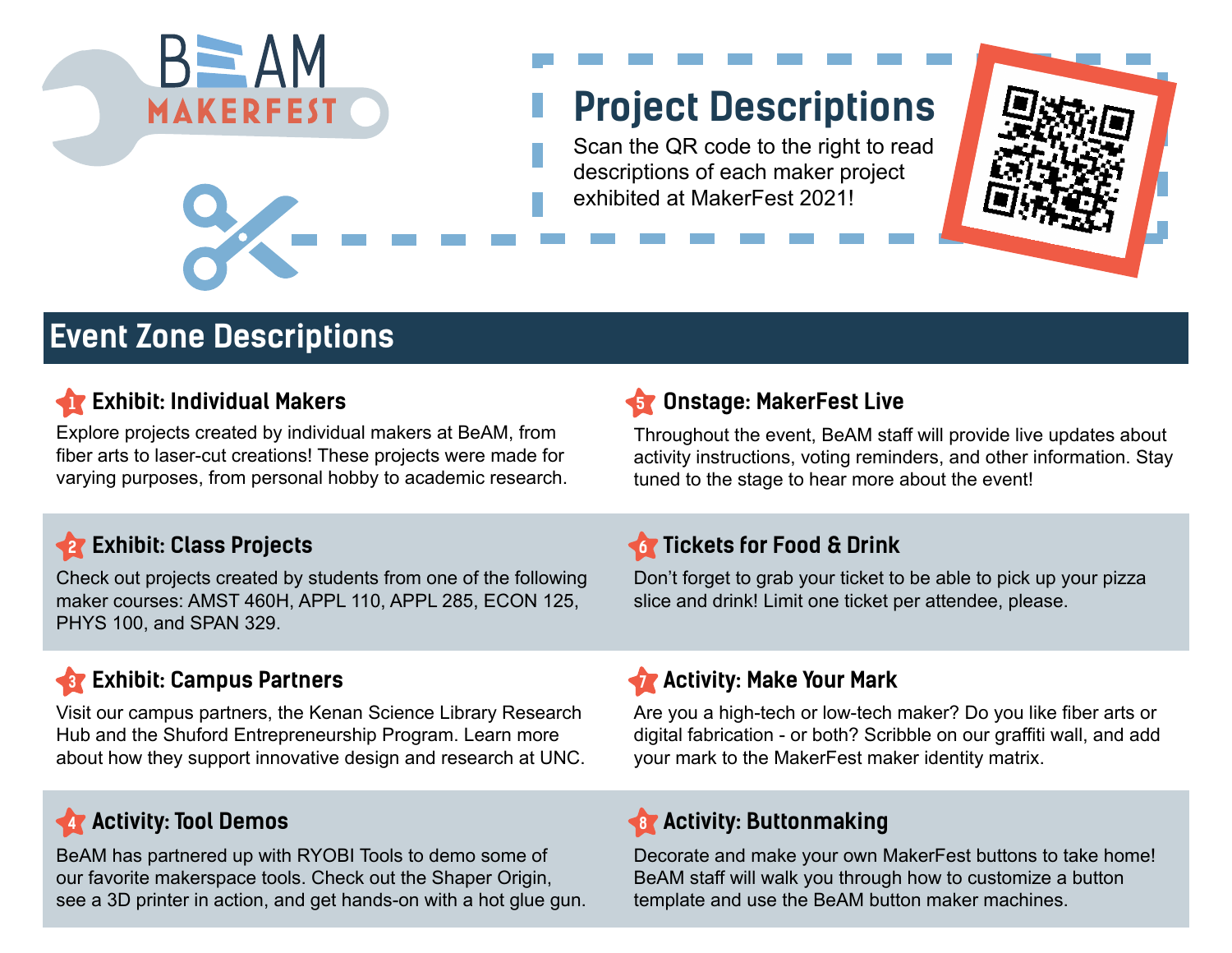BEAM MAKERFEST

## Project Descriptions

Scan the QR code to the right to read descriptions of each maker project exhibited at MakerFest 2021!

## Event Zone Descriptions

### 1 Exhibit: Individual Makers

Explore projects created by individual makers at BeAM, from fiber arts to laser-cut creations! These projects were made for varying purposes, from personal hobby to academic research.

### 2 Exhibit: Class Projects

Check out projects created by students from one of the following maker courses: AMST 460H, APPL 110, APPL 285, ECON 125, PHYS 100, and SPAN 329.

### 3 Exhibit: Campus Partners

Visit our campus partners, the Kenan Science Library Research Hub and the Shuford Entrepreneurship Program. Learn more about how they support innovative design and research at UNC.

### 4 Activity: Tool Demos

BeAM has partnered up with RYOBI Tools to demo some of our favorite makerspace tools. Check out the Shaper Origin, see a 3D printer in action, and get hands-on with a hot glue gun.

### 5 Onstage: MakerFest Live

Throughout the event, BeAM staff will provide live updates about activity instructions, voting reminders, and other information. Stay tuned to the stage to hear more about the event!

### 6 Tickets for Food & Drink

Don't forget to grab your ticket to be able to pick up your pizza slice and drink! Limit one ticket per attendee, please.

### 7 Activity: Make Your Mark

Are you a high-tech or low-tech maker? Do you like fiber arts or digital fabrication - or both? Scribble on our graffiti wall, and add your mark to the MakerFest maker identity matrix.

### 8 Activity: Buttonmaking

Decorate and make your own MakerFest buttons to take home! BeAM staff will walk you through how to customize a button template and use the BeAM button maker machines.